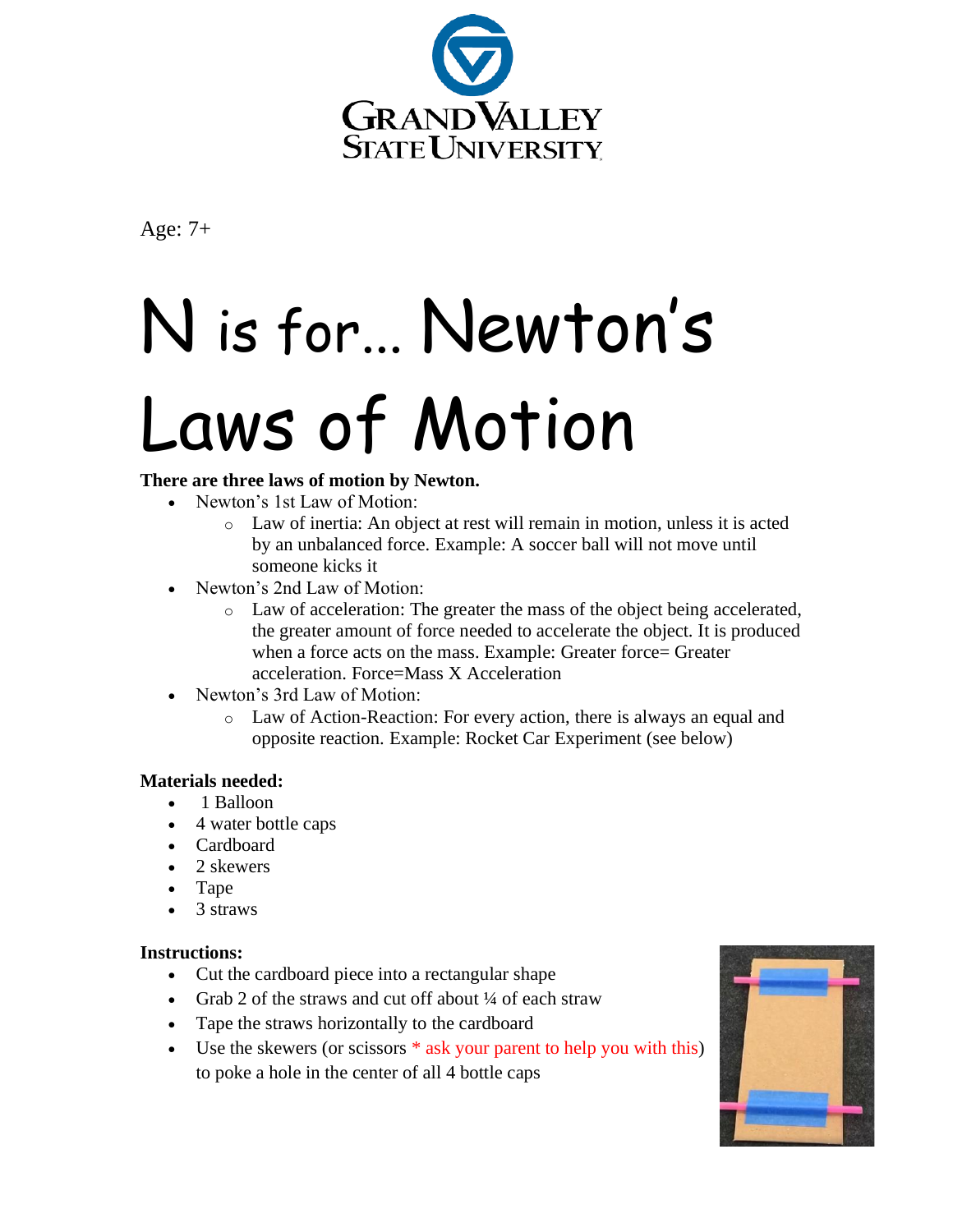Age: 7+

# N is for… Newton's Laws of Motion

**There are three laws of motion by Newton.**

- Newton's 1st Law of Motion:
  - Law of inertia: An object at rest will remain in motion, unless it is acted by an unbalanced force. Example: A soccer ball will not move until someone kicks it
- Newton's 2nd Law of Motion:
  - Law of acceleration: The greater the mass of the object being accelerated, the greater amount of force needed to accelerate the object. It is produced when a force acts on the mass. Example: Greater force= Greater acceleration. Force=Mass X Acceleration
- Newton's 3rd Law of Motion:
  - Law of Action-Reaction: For every action, there is always an equal and opposite reaction. Example: Rocket Car Experiment (see below)

**Materials needed:**

- 1 Balloon
- 4 water bottle caps
- Cardboard
- 2 skewers
- Tape
- 3 straws

**Instructions:**

- Cut the cardboard piece into a rectangular shape
- Grab 2 of the straws and cut off about ¼ of each straw
- Tape the straws horizontally to the cardboard
- Use the skewers (or scissors * ask your parent to help you with this) to poke a hole in the center of all 4 bottle caps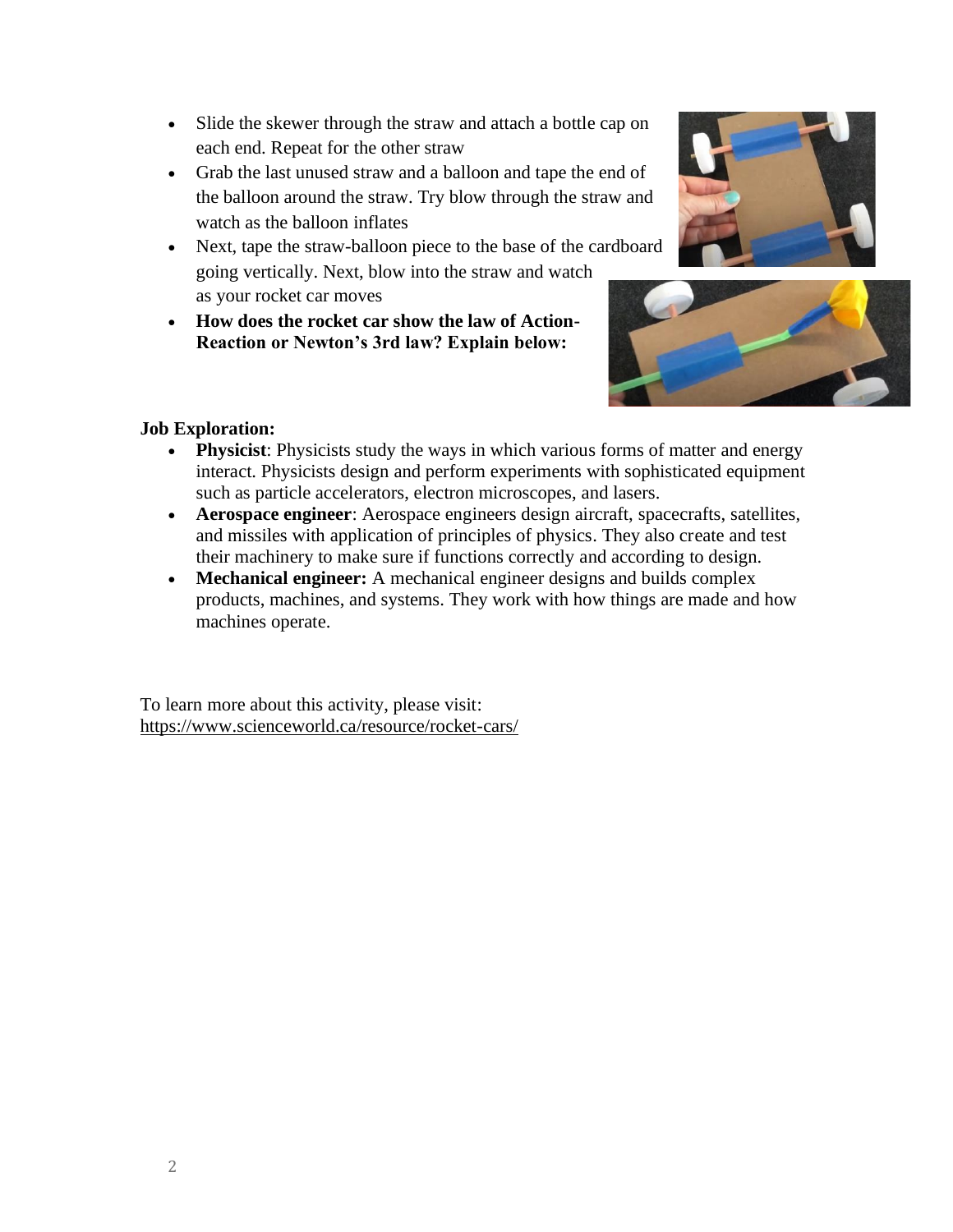- Slide the skewer through the straw and attach a bottle cap on each end. Repeat for the other straw
- Grab the last unused straw and a balloon and tape the end of the balloon around the straw. Try blow through the straw and watch as the balloon inflates
- Next, tape the straw-balloon piece to the base of the cardboard going vertically. Next, blow into the straw and watch as your rocket car moves
- **How does the rocket car show the law of Action-Reaction or Newton's 3rd law? Explain below:**

**Job Exploration:**

- **Physicist**: Physicists study the ways in which various forms of matter and energy interact. Physicists design and perform experiments with sophisticated equipment such as particle accelerators, electron microscopes, and lasers.
- **Aerospace engineer**: Aerospace engineers design aircraft, spacecrafts, satellites, and missiles with application of principles of physics. They also create and test their machinery to make sure if functions correctly and according to design.
- **Mechanical engineer:** A mechanical engineer designs and builds complex products, machines, and systems. They work with how things are made and how machines operate.

To learn more about this activity, please visit:
https://www.scienceworld.ca/resource/rocket-cars/